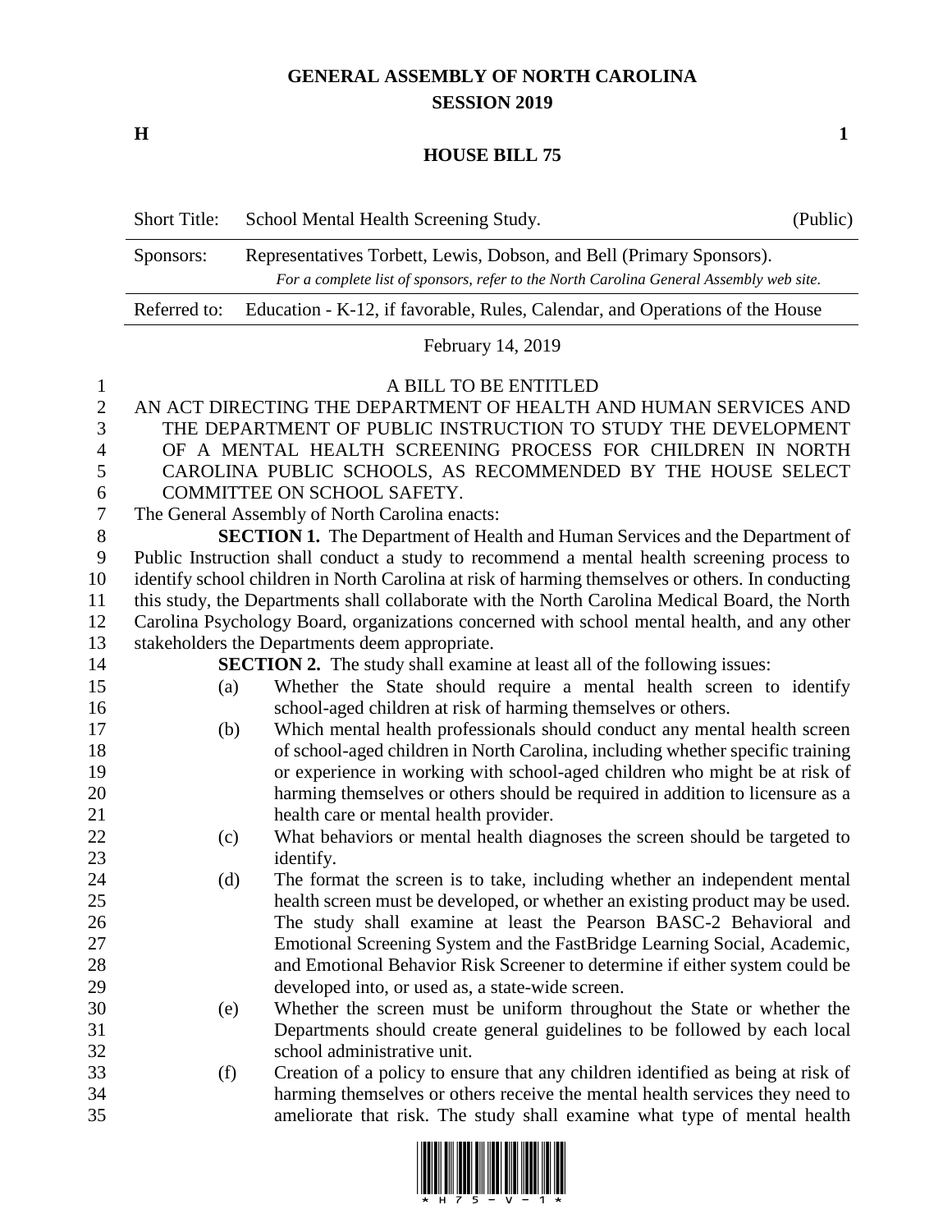# GENERAL ASSEMBLY OF NORTH CAROLINA
## SESSION 2019

**H** **1**

## HOUSE BILL 75

| Short Title: | School Mental Health Screening Study. | (Public) |
|---|---|---|
| Sponsors: | Representatives Torbett, Lewis, Dobson, and Bell (Primary Sponsors). *For a complete list of sponsors, refer to the North Carolina General Assembly web site.* | |
| Referred to: | Education - K-12, if favorable, Rules, Calendar, and Operations of the House | |

February 14, 2019

A BILL TO BE ENTITLED

AN ACT DIRECTING THE DEPARTMENT OF HEALTH AND HUMAN SERVICES AND THE DEPARTMENT OF PUBLIC INSTRUCTION TO STUDY THE DEVELOPMENT OF A MENTAL HEALTH SCREENING PROCESS FOR CHILDREN IN NORTH CAROLINA PUBLIC SCHOOLS, AS RECOMMENDED BY THE HOUSE SELECT COMMITTEE ON SCHOOL SAFETY.

The General Assembly of North Carolina enacts:

**SECTION 1.** The Department of Health and Human Services and the Department of Public Instruction shall conduct a study to recommend a mental health screening process to identify school children in North Carolina at risk of harming themselves or others. In conducting this study, the Departments shall collaborate with the North Carolina Medical Board, the North Carolina Psychology Board, organizations concerned with school mental health, and any other stakeholders the Departments deem appropriate.

**SECTION 2.** The study shall examine at least all of the following issues:

(a) Whether the State should require a mental health screen to identify school-aged children at risk of harming themselves or others.

(b) Which mental health professionals should conduct any mental health screen of school-aged children in North Carolina, including whether specific training or experience in working with school-aged children who might be at risk of harming themselves or others should be required in addition to licensure as a health care or mental health provider.

(c) What behaviors or mental health diagnoses the screen should be targeted to identify.

(d) The format the screen is to take, including whether an independent mental health screen must be developed, or whether an existing product may be used. The study shall examine at least the Pearson BASC-2 Behavioral and Emotional Screening System and the FastBridge Learning Social, Academic, and Emotional Behavior Risk Screener to determine if either system could be developed into, or used as, a state-wide screen.

(e) Whether the screen must be uniform throughout the State or whether the Departments should create general guidelines to be followed by each local school administrative unit.

(f) Creation of a policy to ensure that any children identified as being at risk of harming themselves or others receive the mental health services they need to ameliorate that risk. The study shall examine what type of mental health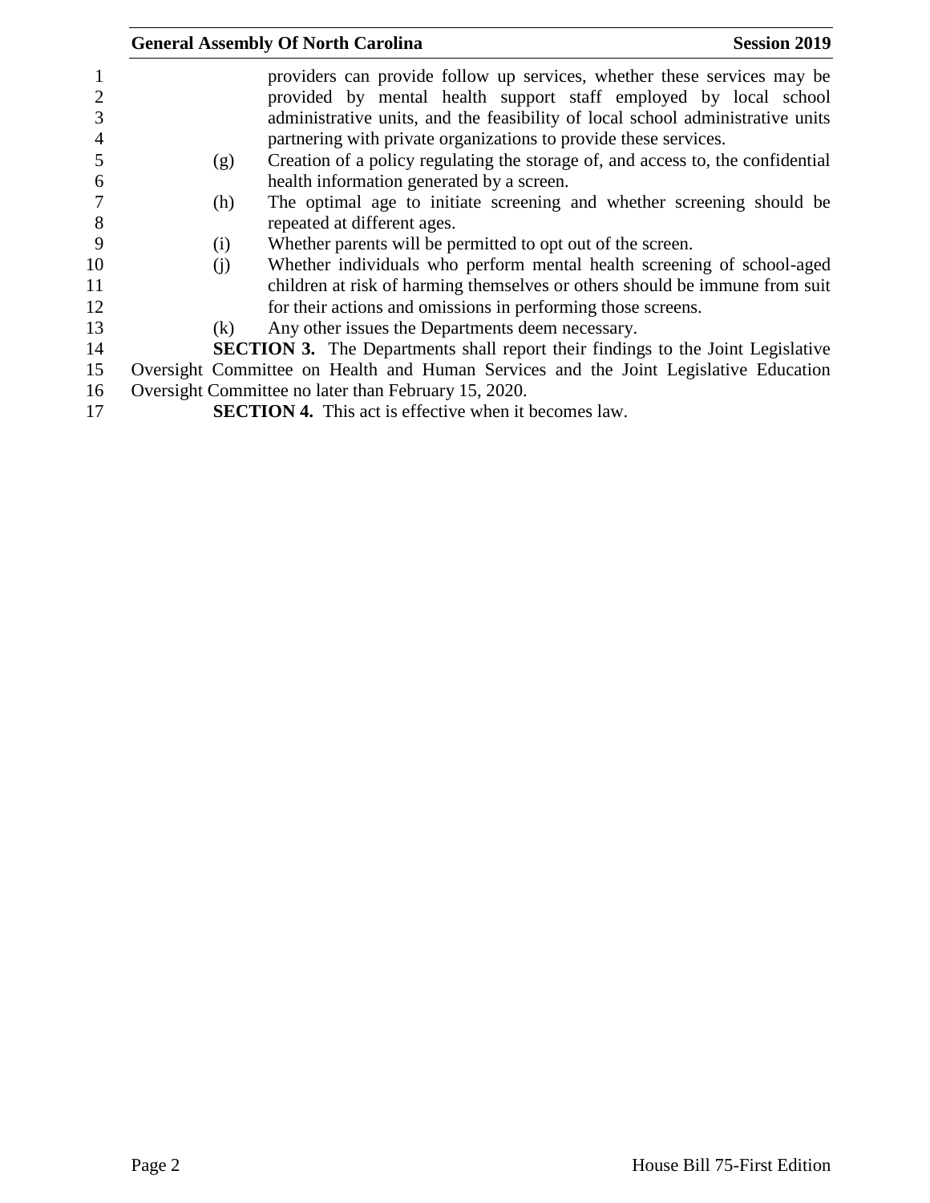providers can provide follow up services, whether these services may be provided by mental health support staff employed by local school administrative units, and the feasibility of local school administrative units partnering with private organizations to provide these services.

(g) Creation of a policy regulating the storage of, and access to, the confidential health information generated by a screen.

(h) The optimal age to initiate screening and whether screening should be repeated at different ages.

(i) Whether parents will be permitted to opt out of the screen.

(j) Whether individuals who perform mental health screening of school-aged children at risk of harming themselves or others should be immune from suit for their actions and omissions in performing those screens.

(k) Any other issues the Departments deem necessary.

**SECTION 3.** The Departments shall report their findings to the Joint Legislative Oversight Committee on Health and Human Services and the Joint Legislative Education Oversight Committee no later than February 15, 2020.

**SECTION 4.** This act is effective when it becomes law.